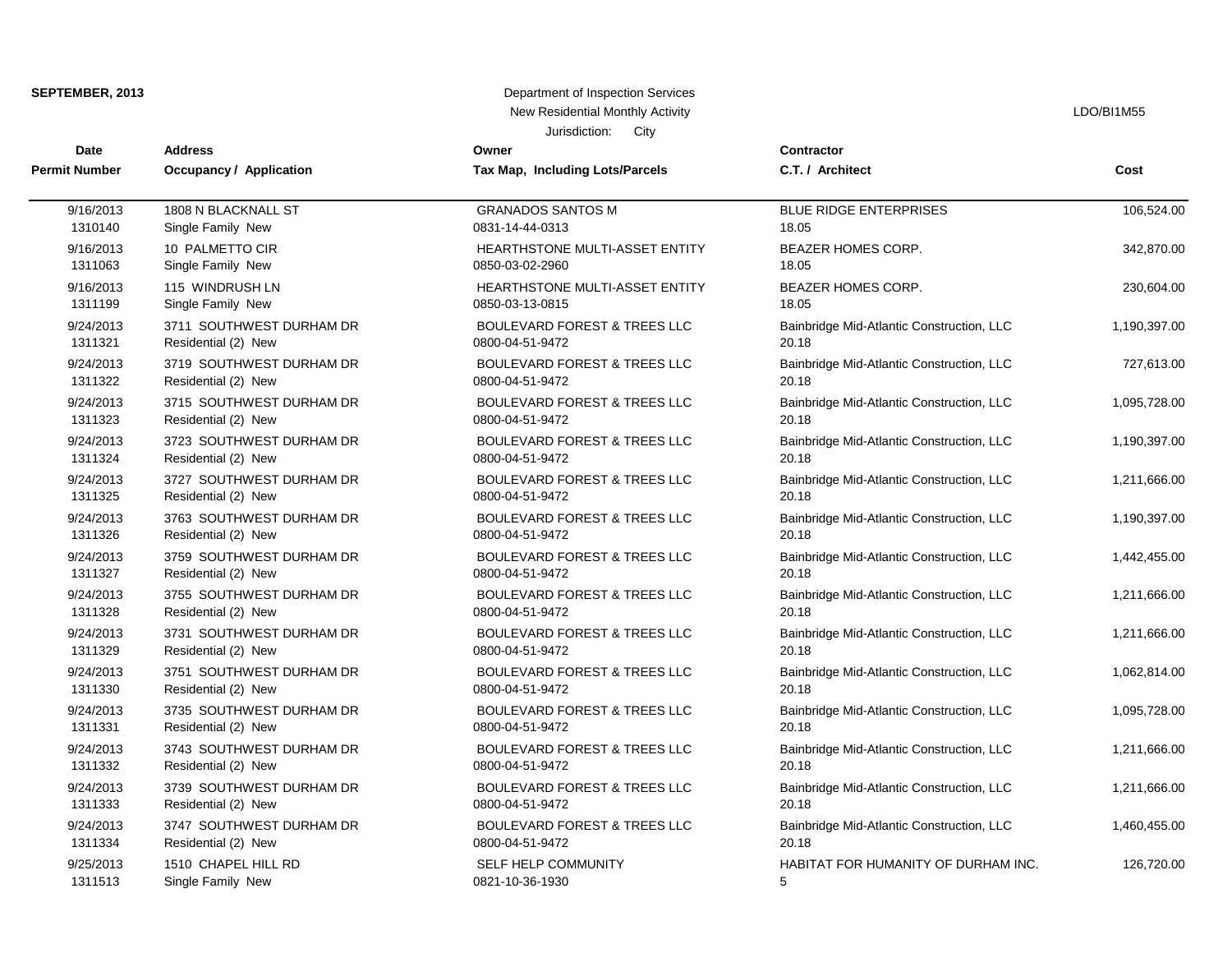**SEPTEMBER, 2013**

Department of Inspection Services

New Residential Monthly Activity

Jurisdiction: City

LDO/BI1M55

| Date<br>Permit Number | Address<br>Occupancy / Application | Owner<br>Tax Map, Including Lots/Parcels | Contractor<br>C.T. / Architect | Cost |
|---|---|---|---|---|
| 9/16/2013<br>1310140 | 1808 N BLACKNALL ST<br>Single Family New | GRANADOS SANTOS M<br>0831-14-44-0313 | BLUE RIDGE ENTERPRISES<br>18.05 | 106,524.00 |
| 9/16/2013<br>1311063 | 10 PALMETTO CIR<br>Single Family New | HEARTHSTONE MULTI-ASSET ENTITY<br>0850-03-02-2960 | BEAZER HOMES CORP.<br>18.05 | 342,870.00 |
| 9/16/2013<br>1311199 | 115 WINDRUSH LN<br>Single Family New | HEARTHSTONE MULTI-ASSET ENTITY<br>0850-03-13-0815 | BEAZER HOMES CORP.<br>18.05 | 230,604.00 |
| 9/24/2013<br>1311321 | 3711 SOUTHWEST DURHAM DR<br>Residential (2) New | BOULEVARD FOREST & TREES LLC<br>0800-04-51-9472 | Bainbridge Mid-Atlantic Construction, LLC<br>20.18 | 1,190,397.00 |
| 9/24/2013<br>1311322 | 3719 SOUTHWEST DURHAM DR<br>Residential (2) New | BOULEVARD FOREST & TREES LLC<br>0800-04-51-9472 | Bainbridge Mid-Atlantic Construction, LLC<br>20.18 | 727,613.00 |
| 9/24/2013<br>1311323 | 3715 SOUTHWEST DURHAM DR<br>Residential (2) New | BOULEVARD FOREST & TREES LLC<br>0800-04-51-9472 | Bainbridge Mid-Atlantic Construction, LLC<br>20.18 | 1,095,728.00 |
| 9/24/2013<br>1311324 | 3723 SOUTHWEST DURHAM DR<br>Residential (2) New | BOULEVARD FOREST & TREES LLC<br>0800-04-51-9472 | Bainbridge Mid-Atlantic Construction, LLC<br>20.18 | 1,190,397.00 |
| 9/24/2013<br>1311325 | 3727 SOUTHWEST DURHAM DR<br>Residential (2) New | BOULEVARD FOREST & TREES LLC<br>0800-04-51-9472 | Bainbridge Mid-Atlantic Construction, LLC<br>20.18 | 1,211,666.00 |
| 9/24/2013<br>1311326 | 3763 SOUTHWEST DURHAM DR<br>Residential (2) New | BOULEVARD FOREST & TREES LLC<br>0800-04-51-9472 | Bainbridge Mid-Atlantic Construction, LLC<br>20.18 | 1,190,397.00 |
| 9/24/2013<br>1311327 | 3759 SOUTHWEST DURHAM DR<br>Residential (2) New | BOULEVARD FOREST & TREES LLC<br>0800-04-51-9472 | Bainbridge Mid-Atlantic Construction, LLC<br>20.18 | 1,442,455.00 |
| 9/24/2013<br>1311328 | 3755 SOUTHWEST DURHAM DR<br>Residential (2) New | BOULEVARD FOREST & TREES LLC<br>0800-04-51-9472 | Bainbridge Mid-Atlantic Construction, LLC<br>20.18 | 1,211,666.00 |
| 9/24/2013<br>1311329 | 3731 SOUTHWEST DURHAM DR<br>Residential (2) New | BOULEVARD FOREST & TREES LLC<br>0800-04-51-9472 | Bainbridge Mid-Atlantic Construction, LLC<br>20.18 | 1,211,666.00 |
| 9/24/2013<br>1311330 | 3751 SOUTHWEST DURHAM DR<br>Residential (2) New | BOULEVARD FOREST & TREES LLC<br>0800-04-51-9472 | Bainbridge Mid-Atlantic Construction, LLC<br>20.18 | 1,062,814.00 |
| 9/24/2013<br>1311331 | 3735 SOUTHWEST DURHAM DR<br>Residential (2) New | BOULEVARD FOREST & TREES LLC<br>0800-04-51-9472 | Bainbridge Mid-Atlantic Construction, LLC<br>20.18 | 1,095,728.00 |
| 9/24/2013<br>1311332 | 3743 SOUTHWEST DURHAM DR<br>Residential (2) New | BOULEVARD FOREST & TREES LLC<br>0800-04-51-9472 | Bainbridge Mid-Atlantic Construction, LLC<br>20.18 | 1,211,666.00 |
| 9/24/2013<br>1311333 | 3739 SOUTHWEST DURHAM DR<br>Residential (2) New | BOULEVARD FOREST & TREES LLC<br>0800-04-51-9472 | Bainbridge Mid-Atlantic Construction, LLC<br>20.18 | 1,211,666.00 |
| 9/24/2013<br>1311334 | 3747 SOUTHWEST DURHAM DR<br>Residential (2) New | BOULEVARD FOREST & TREES LLC<br>0800-04-51-9472 | Bainbridge Mid-Atlantic Construction, LLC<br>20.18 | 1,460,455.00 |
| 9/25/2013<br>1311513 | 1510 CHAPEL HILL RD<br>Single Family New | SELF HELP COMMUNITY<br>0821-10-36-1930 | HABITAT FOR HUMANITY OF DURHAM INC.<br>5 | 126,720.00 |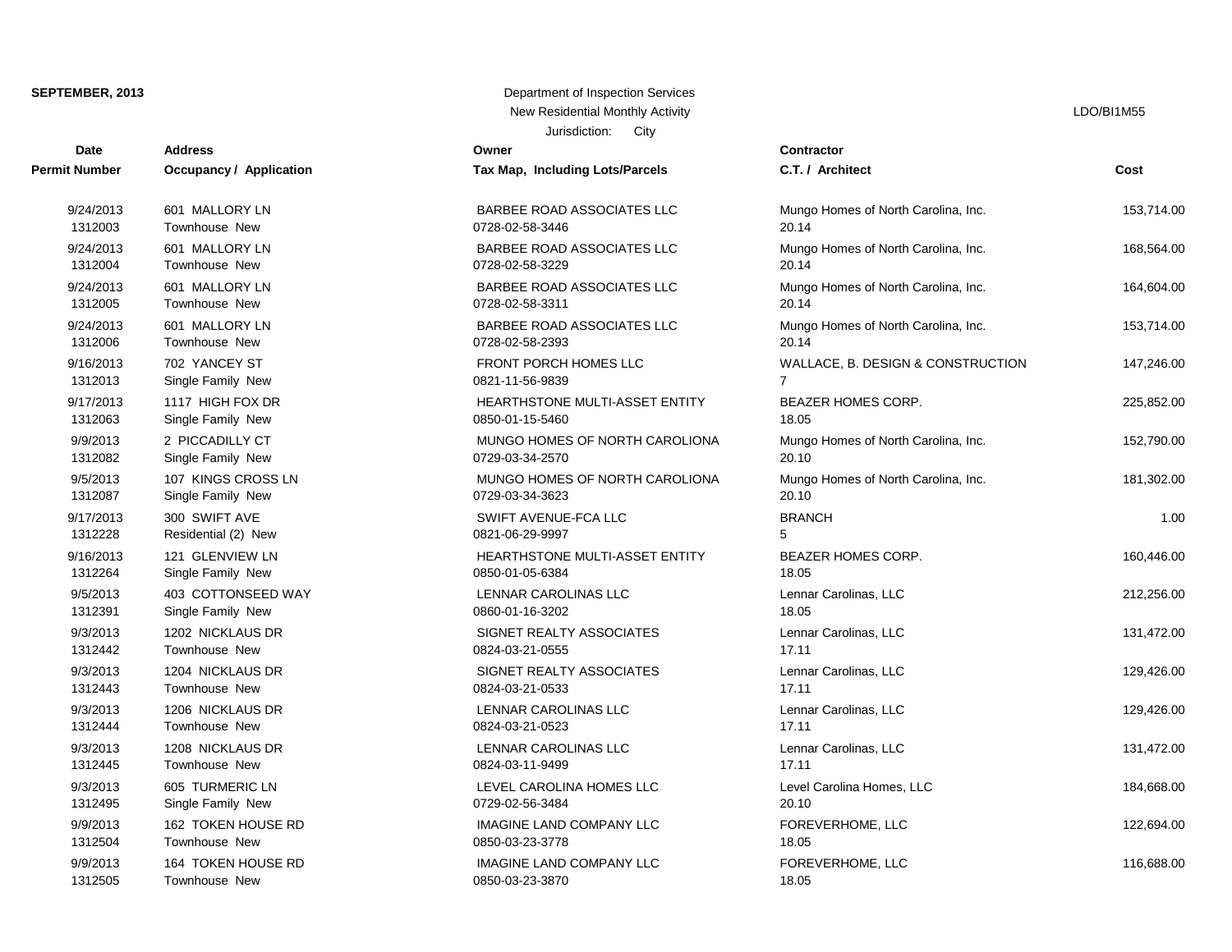SEPTEMBER, 2013

Department of Inspection Services
New Residential Monthly Activity
Jurisdiction: City

LDO/BI1M55

| Date<br>Permit Number | Address<br>Occupancy / Application | Owner<br>Tax Map, Including Lots/Parcels | Contractor<br>C.T. / Architect | Cost |
|---|---|---|---|---|
| 9/24/2013<br>1312003 | 601 MALLORY LN<br>Townhouse New | BARBEE ROAD ASSOCIATES LLC<br>0728-02-58-3446 | Mungo Homes of North Carolina, Inc.<br>20.14 | 153,714.00 |
| 9/24/2013<br>1312004 | 601 MALLORY LN<br>Townhouse New | BARBEE ROAD ASSOCIATES LLC<br>0728-02-58-3229 | Mungo Homes of North Carolina, Inc.<br>20.14 | 168,564.00 |
| 9/24/2013<br>1312005 | 601 MALLORY LN<br>Townhouse New | BARBEE ROAD ASSOCIATES LLC<br>0728-02-58-3311 | Mungo Homes of North Carolina, Inc.<br>20.14 | 164,604.00 |
| 9/24/2013<br>1312006 | 601 MALLORY LN<br>Townhouse New | BARBEE ROAD ASSOCIATES LLC<br>0728-02-58-2393 | Mungo Homes of North Carolina, Inc.<br>20.14 | 153,714.00 |
| 9/16/2013<br>1312013 | 702 YANCEY ST<br>Single Family New | FRONT PORCH HOMES LLC<br>0821-11-56-9839 | WALLACE, B. DESIGN & CONSTRUCTION<br>7 | 147,246.00 |
| 9/17/2013<br>1312063 | 1117 HIGH FOX DR<br>Single Family New | HEARTHSTONE MULTI-ASSET ENTITY<br>0850-01-15-5460 | BEAZER HOMES CORP.<br>18.05 | 225,852.00 |
| 9/9/2013<br>1312082 | 2 PICCADILLY CT<br>Single Family New | MUNGO HOMES OF NORTH CAROLIONA<br>0729-03-34-2570 | Mungo Homes of North Carolina, Inc.<br>20.10 | 152,790.00 |
| 9/5/2013<br>1312087 | 107 KINGS CROSS LN<br>Single Family New | MUNGO HOMES OF NORTH CAROLIONA<br>0729-03-34-3623 | Mungo Homes of North Carolina, Inc.<br>20.10 | 181,302.00 |
| 9/17/2013<br>1312228 | 300 SWIFT AVE<br>Residential (2) New | SWIFT AVENUE-FCA LLC<br>0821-06-29-9997 | BRANCH<br>5 | 1.00 |
| 9/16/2013<br>1312264 | 121 GLENVIEW LN<br>Single Family New | HEARTHSTONE MULTI-ASSET ENTITY<br>0850-01-05-6384 | BEAZER HOMES CORP.<br>18.05 | 160,446.00 |
| 9/5/2013<br>1312391 | 403 COTTONSEED WAY<br>Single Family New | LENNAR CAROLINAS LLC<br>0860-01-16-3202 | Lennar Carolinas, LLC<br>18.05 | 212,256.00 |
| 9/3/2013<br>1312442 | 1202 NICKLAUS DR<br>Townhouse New | SIGNET REALTY ASSOCIATES<br>0824-03-21-0555 | Lennar Carolinas, LLC<br>17.11 | 131,472.00 |
| 9/3/2013<br>1312443 | 1204 NICKLAUS DR<br>Townhouse New | SIGNET REALTY ASSOCIATES<br>0824-03-21-0533 | Lennar Carolinas, LLC<br>17.11 | 129,426.00 |
| 9/3/2013<br>1312444 | 1206 NICKLAUS DR<br>Townhouse New | LENNAR CAROLINAS LLC<br>0824-03-21-0523 | Lennar Carolinas, LLC<br>17.11 | 129,426.00 |
| 9/3/2013<br>1312445 | 1208 NICKLAUS DR<br>Townhouse New | LENNAR CAROLINAS LLC<br>0824-03-11-9499 | Lennar Carolinas, LLC<br>17.11 | 131,472.00 |
| 9/3/2013<br>1312495 | 605 TURMERIC LN<br>Single Family New | LEVEL CAROLINA HOMES LLC<br>0729-02-56-3484 | Level Carolina Homes, LLC<br>20.10 | 184,668.00 |
| 9/9/2013<br>1312504 | 162 TOKEN HOUSE RD<br>Townhouse New | IMAGINE LAND COMPANY LLC<br>0850-03-23-3778 | FOREVERHOME, LLC<br>18.05 | 122,694.00 |
| 9/9/2013<br>1312505 | 164 TOKEN HOUSE RD<br>Townhouse New | IMAGINE LAND COMPANY LLC<br>0850-03-23-3870 | FOREVERHOME, LLC<br>18.05 | 116,688.00 |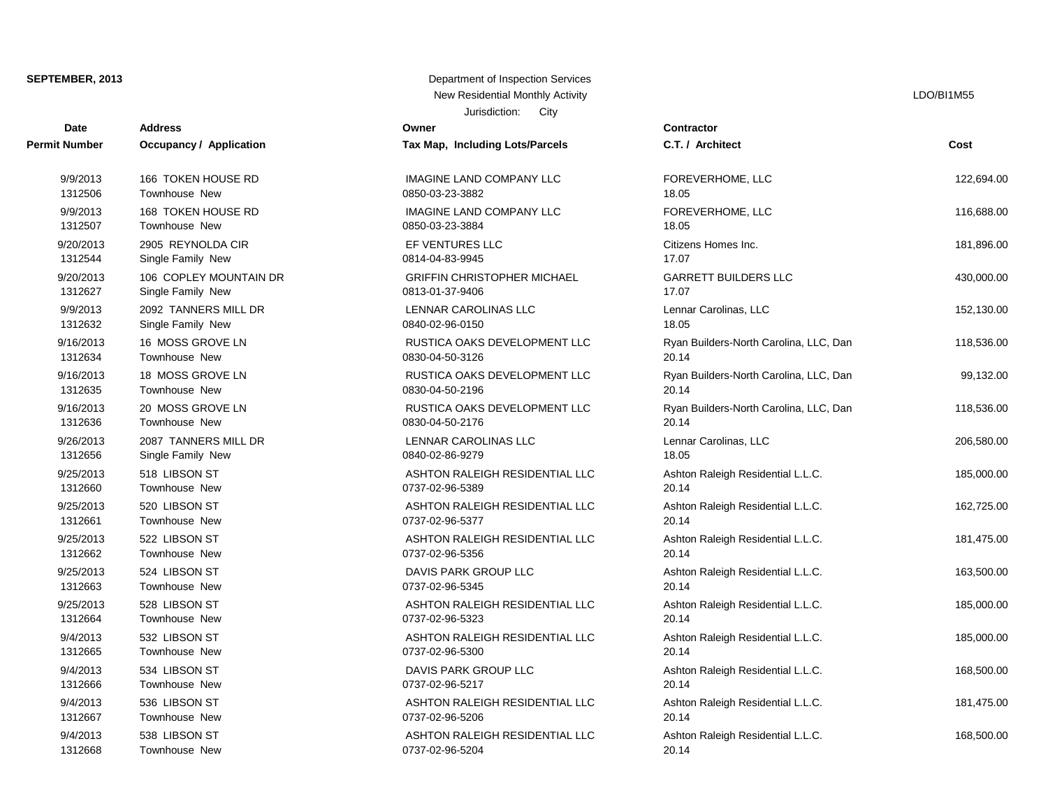**SEPTEMBER, 2013**

Department of Inspection Services
New Residential Monthly Activity
Jurisdiction: City

LDO/BI1M55

| Date<br>Permit Number | Address<br>Occupancy / Application | Owner<br>Tax Map, Including Lots/Parcels | Contractor<br>C.T. / Architect | Cost |
|---|---|---|---|---|
| 9/9/2013<br>1312506 | 166 TOKEN HOUSE RD<br>Townhouse New | IMAGINE LAND COMPANY LLC<br>0850-03-23-3882 | FOREVERHOME, LLC<br>18.05 | 122,694.00 |
| 9/9/2013<br>1312507 | 168 TOKEN HOUSE RD<br>Townhouse New | IMAGINE LAND COMPANY LLC<br>0850-03-23-3884 | FOREVERHOME, LLC<br>18.05 | 116,688.00 |
| 9/20/2013<br>1312544 | 2905 REYNOLDA CIR<br>Single Family New | EF VENTURES LLC<br>0814-04-83-9945 | Citizens Homes Inc.<br>17.07 | 181,896.00 |
| 9/20/2013<br>1312627 | 106 COPLEY MOUNTAIN DR<br>Single Family New | GRIFFIN CHRISTOPHER MICHAEL<br>0813-01-37-9406 | GARRETT BUILDERS LLC<br>17.07 | 430,000.00 |
| 9/9/2013<br>1312632 | 2092 TANNERS MILL DR<br>Single Family New | LENNAR CAROLINAS LLC<br>0840-02-96-0150 | Lennar Carolinas, LLC<br>18.05 | 152,130.00 |
| 9/16/2013<br>1312634 | 16 MOSS GROVE LN<br>Townhouse New | RUSTICA OAKS DEVELOPMENT LLC<br>0830-04-50-3126 | Ryan Builders-North Carolina, LLC, Dan<br>20.14 | 118,536.00 |
| 9/16/2013<br>1312635 | 18 MOSS GROVE LN<br>Townhouse New | RUSTICA OAKS DEVELOPMENT LLC<br>0830-04-50-2196 | Ryan Builders-North Carolina, LLC, Dan<br>20.14 | 99,132.00 |
| 9/16/2013<br>1312636 | 20 MOSS GROVE LN<br>Townhouse New | RUSTICA OAKS DEVELOPMENT LLC<br>0830-04-50-2176 | Ryan Builders-North Carolina, LLC, Dan<br>20.14 | 118,536.00 |
| 9/26/2013<br>1312656 | 2087 TANNERS MILL DR<br>Single Family New | LENNAR CAROLINAS LLC<br>0840-02-86-9279 | Lennar Carolinas, LLC<br>18.05 | 206,580.00 |
| 9/25/2013<br>1312660 | 518 LIBSON ST<br>Townhouse New | ASHTON RALEIGH RESIDENTIAL LLC<br>0737-02-96-5389 | Ashton Raleigh Residential L.L.C.<br>20.14 | 185,000.00 |
| 9/25/2013<br>1312661 | 520 LIBSON ST<br>Townhouse New | ASHTON RALEIGH RESIDENTIAL LLC<br>0737-02-96-5377 | Ashton Raleigh Residential L.L.C.<br>20.14 | 162,725.00 |
| 9/25/2013<br>1312662 | 522 LIBSON ST<br>Townhouse New | ASHTON RALEIGH RESIDENTIAL LLC<br>0737-02-96-5356 | Ashton Raleigh Residential L.L.C.<br>20.14 | 181,475.00 |
| 9/25/2013<br>1312663 | 524 LIBSON ST<br>Townhouse New | DAVIS PARK GROUP LLC<br>0737-02-96-5345 | Ashton Raleigh Residential L.L.C.<br>20.14 | 163,500.00 |
| 9/25/2013<br>1312664 | 528 LIBSON ST<br>Townhouse New | ASHTON RALEIGH RESIDENTIAL LLC<br>0737-02-96-5323 | Ashton Raleigh Residential L.L.C.<br>20.14 | 185,000.00 |
| 9/4/2013<br>1312665 | 532 LIBSON ST<br>Townhouse New | ASHTON RALEIGH RESIDENTIAL LLC<br>0737-02-96-5300 | Ashton Raleigh Residential L.L.C.<br>20.14 | 185,000.00 |
| 9/4/2013<br>1312666 | 534 LIBSON ST<br>Townhouse New | DAVIS PARK GROUP LLC<br>0737-02-96-5217 | Ashton Raleigh Residential L.L.C.<br>20.14 | 168,500.00 |
| 9/4/2013<br>1312667 | 536 LIBSON ST<br>Townhouse New | ASHTON RALEIGH RESIDENTIAL LLC<br>0737-02-96-5206 | Ashton Raleigh Residential L.L.C.<br>20.14 | 181,475.00 |
| 9/4/2013<br>1312668 | 538 LIBSON ST<br>Townhouse New | ASHTON RALEIGH RESIDENTIAL LLC<br>0737-02-96-5204 | Ashton Raleigh Residential L.L.C.<br>20.14 | 168,500.00 |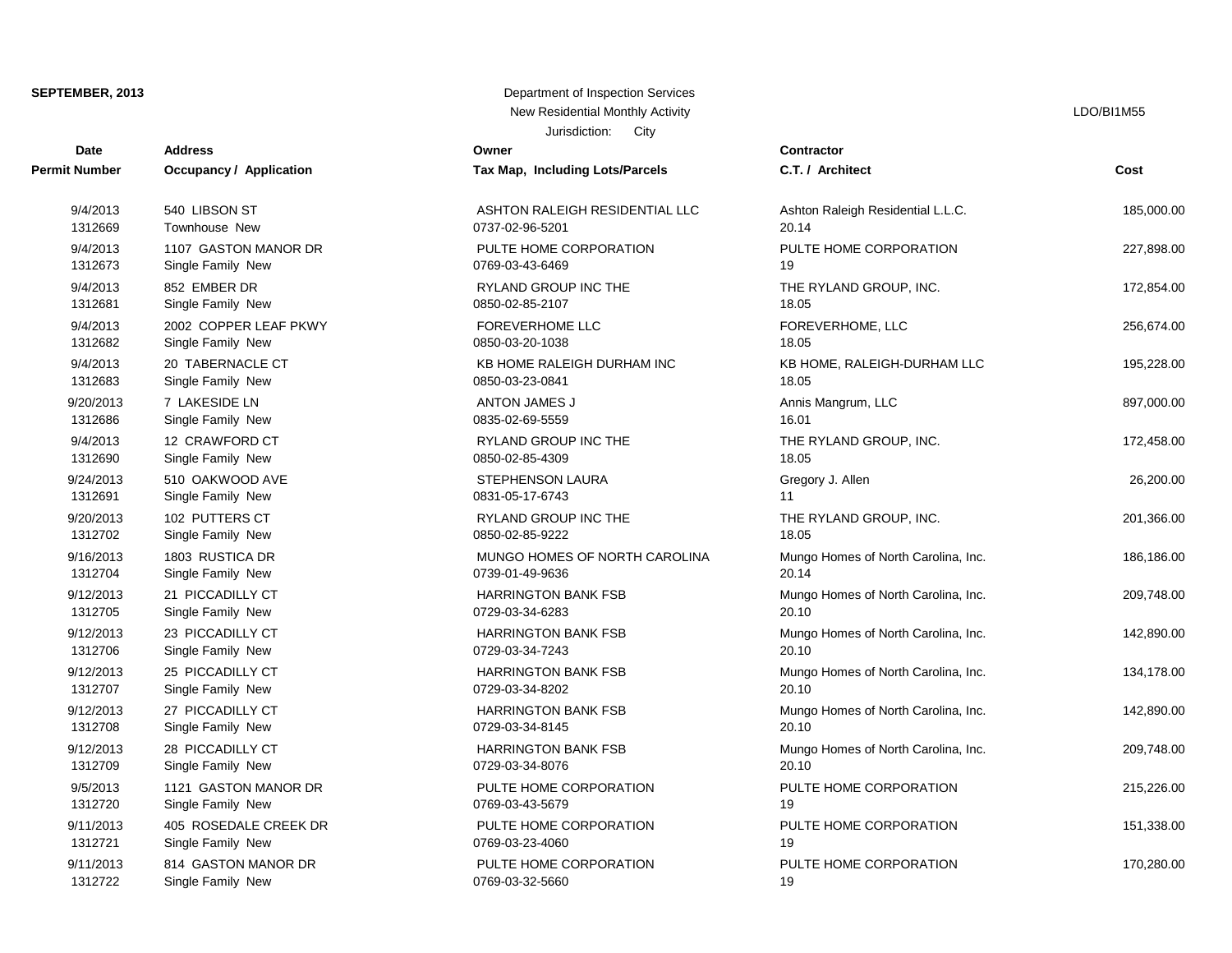**SEPTEMBER, 2013**

Department of Inspection Services
New Residential Monthly Activity
Jurisdiction: City

LDO/BI1M55

| Date / Permit Number | Address / Occupancy / Application | Owner / Tax Map, Including Lots/Parcels | Contractor / C.T. / Architect | Cost |
|---|---|---|---|---|
| 9/4/2013<br>1312669 | 540 LIBSON ST<br>Townhouse New | ASHTON RALEIGH RESIDENTIAL LLC<br>0737-02-96-5201 | Ashton Raleigh Residential L.L.C.<br>20.14 | 185,000.00 |
| 9/4/2013<br>1312673 | 1107 GASTON MANOR DR<br>Single Family New | PULTE HOME CORPORATION<br>0769-03-43-6469 | PULTE HOME CORPORATION<br>19 | 227,898.00 |
| 9/4/2013<br>1312681 | 852 EMBER DR<br>Single Family New | RYLAND GROUP INC THE<br>0850-02-85-2107 | THE RYLAND GROUP, INC.<br>18.05 | 172,854.00 |
| 9/4/2013<br>1312682 | 2002 COPPER LEAF PKWY<br>Single Family New | FOREVERHOME LLC<br>0850-03-20-1038 | FOREVERHOME, LLC<br>18.05 | 256,674.00 |
| 9/4/2013<br>1312683 | 20 TABERNACLE CT<br>Single Family New | KB HOME RALEIGH DURHAM INC<br>0850-03-23-0841 | KB HOME, RALEIGH-DURHAM LLC<br>18.05 | 195,228.00 |
| 9/20/2013<br>1312686 | 7 LAKESIDE LN<br>Single Family New | ANTON JAMES J<br>0835-02-69-5559 | Annis Mangrum, LLC<br>16.01 | 897,000.00 |
| 9/4/2013<br>1312690 | 12 CRAWFORD CT<br>Single Family New | RYLAND GROUP INC THE<br>0850-02-85-4309 | THE RYLAND GROUP, INC.<br>18.05 | 172,458.00 |
| 9/24/2013<br>1312691 | 510 OAKWOOD AVE<br>Single Family New | STEPHENSON LAURA<br>0831-05-17-6743 | Gregory J. Allen<br>11 | 26,200.00 |
| 9/20/2013<br>1312702 | 102 PUTTERS CT<br>Single Family New | RYLAND GROUP INC THE<br>0850-02-85-9222 | THE RYLAND GROUP, INC.<br>18.05 | 201,366.00 |
| 9/16/2013<br>1312704 | 1803 RUSTICA DR<br>Single Family New | MUNGO HOMES OF NORTH CAROLINA<br>0739-01-49-9636 | Mungo Homes of North Carolina, Inc.<br>20.14 | 186,186.00 |
| 9/12/2013<br>1312705 | 21 PICCADILLY CT<br>Single Family New | HARRINGTON BANK FSB<br>0729-03-34-6283 | Mungo Homes of North Carolina, Inc.<br>20.10 | 209,748.00 |
| 9/12/2013<br>1312706 | 23 PICCADILLY CT<br>Single Family New | HARRINGTON BANK FSB<br>0729-03-34-7243 | Mungo Homes of North Carolina, Inc.<br>20.10 | 142,890.00 |
| 9/12/2013<br>1312707 | 25 PICCADILLY CT<br>Single Family New | HARRINGTON BANK FSB<br>0729-03-34-8202 | Mungo Homes of North Carolina, Inc.<br>20.10 | 134,178.00 |
| 9/12/2013<br>1312708 | 27 PICCADILLY CT<br>Single Family New | HARRINGTON BANK FSB<br>0729-03-34-8145 | Mungo Homes of North Carolina, Inc.<br>20.10 | 142,890.00 |
| 9/12/2013<br>1312709 | 28 PICCADILLY CT<br>Single Family New | HARRINGTON BANK FSB<br>0729-03-34-8076 | Mungo Homes of North Carolina, Inc.<br>20.10 | 209,748.00 |
| 9/5/2013<br>1312720 | 1121 GASTON MANOR DR<br>Single Family New | PULTE HOME CORPORATION<br>0769-03-43-5679 | PULTE HOME CORPORATION<br>19 | 215,226.00 |
| 9/11/2013<br>1312721 | 405 ROSEDALE CREEK DR<br>Single Family New | PULTE HOME CORPORATION<br>0769-03-23-4060 | PULTE HOME CORPORATION<br>19 | 151,338.00 |
| 9/11/2013<br>1312722 | 814 GASTON MANOR DR<br>Single Family New | PULTE HOME CORPORATION<br>0769-03-32-5660 | PULTE HOME CORPORATION<br>19 | 170,280.00 |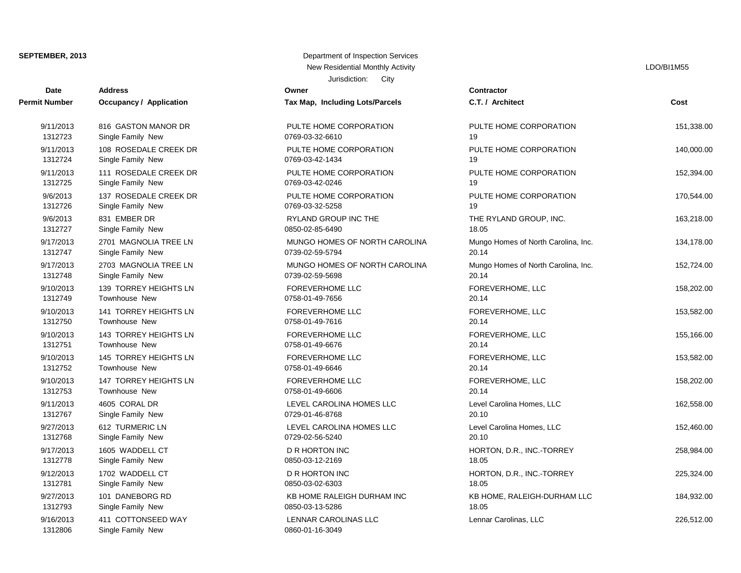**SEPTEMBER, 2013**

Department of Inspection Services
New Residential Monthly Activity
Jurisdiction: City

LDO/BI1M55

| Date / Permit Number | Address / Occupancy / Application | Owner / Tax Map, Including Lots/Parcels | Contractor / C.T. / Architect | Cost |
|---|---|---|---|---|
| 9/11/2013<br>1312723 | 816 GASTON MANOR DR<br>Single Family New | PULTE HOME CORPORATION<br>0769-03-32-6610 | PULTE HOME CORPORATION<br>19 | 151,338.00 |
| 9/11/2013<br>1312724 | 108 ROSEDALE CREEK DR<br>Single Family New | PULTE HOME CORPORATION<br>0769-03-42-1434 | PULTE HOME CORPORATION<br>19 | 140,000.00 |
| 9/11/2013<br>1312725 | 111 ROSEDALE CREEK DR<br>Single Family New | PULTE HOME CORPORATION<br>0769-03-42-0246 | PULTE HOME CORPORATION<br>19 | 152,394.00 |
| 9/6/2013<br>1312726 | 137 ROSEDALE CREEK DR<br>Single Family New | PULTE HOME CORPORATION<br>0769-03-32-5258 | PULTE HOME CORPORATION<br>19 | 170,544.00 |
| 9/6/2013<br>1312727 | 831 EMBER DR<br>Single Family New | RYLAND GROUP INC THE<br>0850-02-85-6490 | THE RYLAND GROUP, INC.<br>18.05 | 163,218.00 |
| 9/17/2013<br>1312747 | 2701 MAGNOLIA TREE LN<br>Single Family New | MUNGO HOMES OF NORTH CAROLINA<br>0739-02-59-5794 | Mungo Homes of North Carolina, Inc.<br>20.14 | 134,178.00 |
| 9/17/2013<br>1312748 | 2703 MAGNOLIA TREE LN<br>Single Family New | MUNGO HOMES OF NORTH CAROLINA<br>0739-02-59-5698 | Mungo Homes of North Carolina, Inc.<br>20.14 | 152,724.00 |
| 9/10/2013<br>1312749 | 139 TORREY HEIGHTS LN<br>Townhouse New | FOREVERHOME LLC<br>0758-01-49-7656 | FOREVERHOME, LLC<br>20.14 | 158,202.00 |
| 9/10/2013<br>1312750 | 141 TORREY HEIGHTS LN<br>Townhouse New | FOREVERHOME LLC<br>0758-01-49-7616 | FOREVERHOME, LLC<br>20.14 | 153,582.00 |
| 9/10/2013<br>1312751 | 143 TORREY HEIGHTS LN<br>Townhouse New | FOREVERHOME LLC<br>0758-01-49-6676 | FOREVERHOME, LLC<br>20.14 | 155,166.00 |
| 9/10/2013<br>1312752 | 145 TORREY HEIGHTS LN<br>Townhouse New | FOREVERHOME LLC<br>0758-01-49-6646 | FOREVERHOME, LLC<br>20.14 | 153,582.00 |
| 9/10/2013<br>1312753 | 147 TORREY HEIGHTS LN<br>Townhouse New | FOREVERHOME LLC<br>0758-01-49-6606 | FOREVERHOME, LLC<br>20.14 | 158,202.00 |
| 9/11/2013<br>1312767 | 4605 CORAL DR<br>Single Family New | LEVEL CAROLINA HOMES LLC<br>0729-01-46-8768 | Level Carolina Homes, LLC<br>20.10 | 162,558.00 |
| 9/27/2013<br>1312768 | 612 TURMERIC LN<br>Single Family New | LEVEL CAROLINA HOMES LLC<br>0729-02-56-5240 | Level Carolina Homes, LLC<br>20.10 | 152,460.00 |
| 9/17/2013<br>1312778 | 1605 WADDELL CT<br>Single Family New | D R HORTON INC<br>0850-03-12-2169 | HORTON, D.R., INC.-TORREY<br>18.05 | 258,984.00 |
| 9/12/2013<br>1312781 | 1702 WADDELL CT<br>Single Family New | D R HORTON INC<br>0850-03-02-6303 | HORTON, D.R., INC.-TORREY<br>18.05 | 225,324.00 |
| 9/27/2013<br>1312793 | 101 DANEBORG RD<br>Single Family New | KB HOME RALEIGH DURHAM INC<br>0850-03-13-5286 | KB HOME, RALEIGH-DURHAM LLC<br>18.05 | 184,932.00 |
| 9/16/2013<br>1312806 | 411 COTTONSEED WAY<br>Single Family New | LENNAR CAROLINAS LLC<br>0860-01-16-3049 | Lennar Carolinas, LLC | 226,512.00 |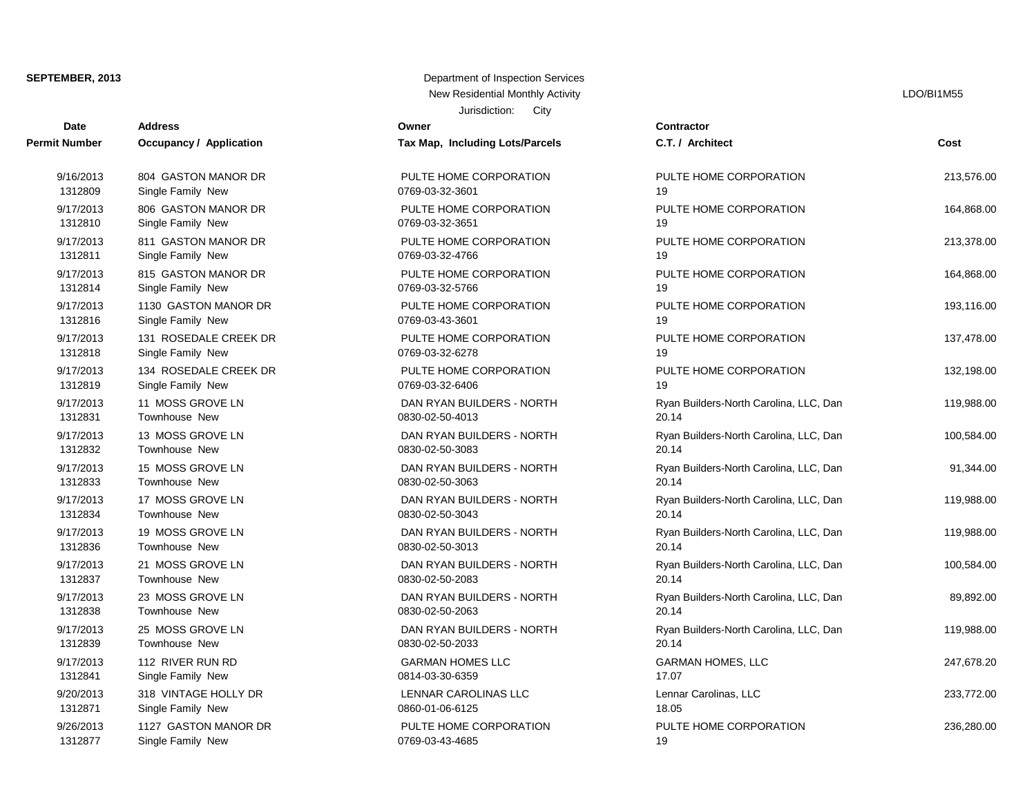**SEPTEMBER, 2013**

Department of Inspection Services
New Residential Monthly Activity
Jurisdiction: City

LDO/BI1M55

| Date<br>Permit Number | Address<br>Occupancy / Application | Owner<br>Tax Map, Including Lots/Parcels | Contractor<br>C.T. / Architect | Cost |
|---|---|---|---|---|
| 9/16/2013<br>1312809 | 804 GASTON MANOR DR<br>Single Family New | PULTE HOME CORPORATION<br>0769-03-32-3601 | PULTE HOME CORPORATION<br>19 | 213,576.00 |
| 9/17/2013<br>1312810 | 806 GASTON MANOR DR<br>Single Family New | PULTE HOME CORPORATION<br>0769-03-32-3651 | PULTE HOME CORPORATION<br>19 | 164,868.00 |
| 9/17/2013<br>1312811 | 811 GASTON MANOR DR<br>Single Family New | PULTE HOME CORPORATION<br>0769-03-32-4766 | PULTE HOME CORPORATION<br>19 | 213,378.00 |
| 9/17/2013<br>1312814 | 815 GASTON MANOR DR<br>Single Family New | PULTE HOME CORPORATION<br>0769-03-32-5766 | PULTE HOME CORPORATION<br>19 | 164,868.00 |
| 9/17/2013<br>1312816 | 1130 GASTON MANOR DR<br>Single Family New | PULTE HOME CORPORATION<br>0769-03-43-3601 | PULTE HOME CORPORATION<br>19 | 193,116.00 |
| 9/17/2013<br>1312818 | 131 ROSEDALE CREEK DR<br>Single Family New | PULTE HOME CORPORATION<br>0769-03-32-6278 | PULTE HOME CORPORATION<br>19 | 137,478.00 |
| 9/17/2013<br>1312819 | 134 ROSEDALE CREEK DR<br>Single Family New | PULTE HOME CORPORATION<br>0769-03-32-6406 | PULTE HOME CORPORATION<br>19 | 132,198.00 |
| 9/17/2013<br>1312831 | 11 MOSS GROVE LN<br>Townhouse New | DAN RYAN BUILDERS - NORTH<br>0830-02-50-4013 | Ryan Builders-North Carolina, LLC, Dan<br>20.14 | 119,988.00 |
| 9/17/2013<br>1312832 | 13 MOSS GROVE LN<br>Townhouse New | DAN RYAN BUILDERS - NORTH<br>0830-02-50-3083 | Ryan Builders-North Carolina, LLC, Dan<br>20.14 | 100,584.00 |
| 9/17/2013<br>1312833 | 15 MOSS GROVE LN<br>Townhouse New | DAN RYAN BUILDERS - NORTH<br>0830-02-50-3063 | Ryan Builders-North Carolina, LLC, Dan<br>20.14 | 91,344.00 |
| 9/17/2013<br>1312834 | 17 MOSS GROVE LN<br>Townhouse New | DAN RYAN BUILDERS - NORTH<br>0830-02-50-3043 | Ryan Builders-North Carolina, LLC, Dan<br>20.14 | 119,988.00 |
| 9/17/2013<br>1312836 | 19 MOSS GROVE LN<br>Townhouse New | DAN RYAN BUILDERS - NORTH<br>0830-02-50-3013 | Ryan Builders-North Carolina, LLC, Dan<br>20.14 | 119,988.00 |
| 9/17/2013<br>1312837 | 21 MOSS GROVE LN<br>Townhouse New | DAN RYAN BUILDERS - NORTH<br>0830-02-50-2083 | Ryan Builders-North Carolina, LLC, Dan<br>20.14 | 100,584.00 |
| 9/17/2013<br>1312838 | 23 MOSS GROVE LN<br>Townhouse New | DAN RYAN BUILDERS - NORTH<br>0830-02-50-2063 | Ryan Builders-North Carolina, LLC, Dan<br>20.14 | 89,892.00 |
| 9/17/2013<br>1312839 | 25 MOSS GROVE LN<br>Townhouse New | DAN RYAN BUILDERS - NORTH<br>0830-02-50-2033 | Ryan Builders-North Carolina, LLC, Dan<br>20.14 | 119,988.00 |
| 9/17/2013<br>1312841 | 112 RIVER RUN RD<br>Single Family New | GARMAN HOMES LLC<br>0814-03-30-6359 | GARMAN HOMES, LLC<br>17.07 | 247,678.20 |
| 9/20/2013<br>1312871 | 318 VINTAGE HOLLY DR<br>Single Family New | LENNAR CAROLINAS LLC<br>0860-01-06-6125 | Lennar Carolinas, LLC<br>18.05 | 233,772.00 |
| 9/26/2013<br>1312877 | 1127 GASTON MANOR DR<br>Single Family New | PULTE HOME CORPORATION<br>0769-03-43-4685 | PULTE HOME CORPORATION<br>19 | 236,280.00 |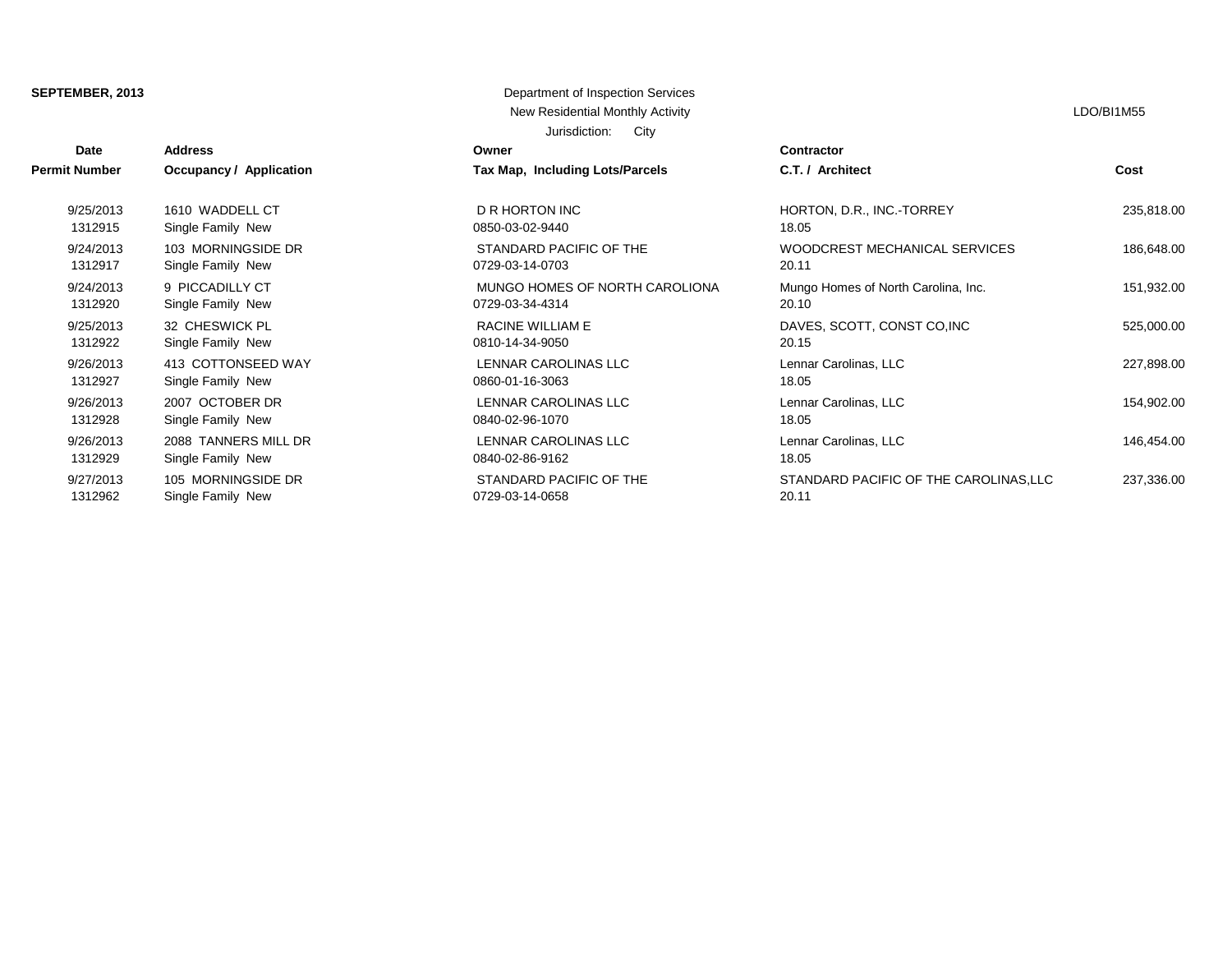**SEPTEMBER, 2013**

Department of Inspection Services

New Residential Monthly Activity

Jurisdiction: City

LDO/BI1M55

| Date<br>Permit Number | Address<br>Occupancy / Application | Owner<br>Tax Map, Including Lots/Parcels | Contractor<br>C.T. / Architect | Cost |
|---|---|---|---|---|
| 9/25/2013<br>1312915 | 1610 WADDELL CT<br>Single Family New | D R HORTON INC<br>0850-03-02-9440 | HORTON, D.R., INC.-TORREY<br>18.05 | 235,818.00 |
| 9/24/2013<br>1312917 | 103 MORNINGSIDE DR<br>Single Family New | STANDARD PACIFIC OF THE<br>0729-03-14-0703 | WOODCREST MECHANICAL SERVICES<br>20.11 | 186,648.00 |
| 9/24/2013<br>1312920 | 9 PICCADILLY CT<br>Single Family New | MUNGO HOMES OF NORTH CAROLIONA<br>0729-03-34-4314 | Mungo Homes of North Carolina, Inc.<br>20.10 | 151,932.00 |
| 9/25/2013<br>1312922 | 32 CHESWICK PL<br>Single Family New | RACINE WILLIAM E<br>0810-14-34-9050 | DAVES, SCOTT, CONST CO,INC<br>20.15 | 525,000.00 |
| 9/26/2013<br>1312927 | 413 COTTONSEED WAY<br>Single Family New | LENNAR CAROLINAS LLC<br>0860-01-16-3063 | Lennar Carolinas, LLC<br>18.05 | 227,898.00 |
| 9/26/2013<br>1312928 | 2007 OCTOBER DR<br>Single Family New | LENNAR CAROLINAS LLC<br>0840-02-96-1070 | Lennar Carolinas, LLC<br>18.05 | 154,902.00 |
| 9/26/2013<br>1312929 | 2088 TANNERS MILL DR<br>Single Family New | LENNAR CAROLINAS LLC<br>0840-02-86-9162 | Lennar Carolinas, LLC<br>18.05 | 146,454.00 |
| 9/27/2013<br>1312962 | 105 MORNINGSIDE DR<br>Single Family New | STANDARD PACIFIC OF THE<br>0729-03-14-0658 | STANDARD PACIFIC OF THE CAROLINAS,LLC<br>20.11 | 237,336.00 |